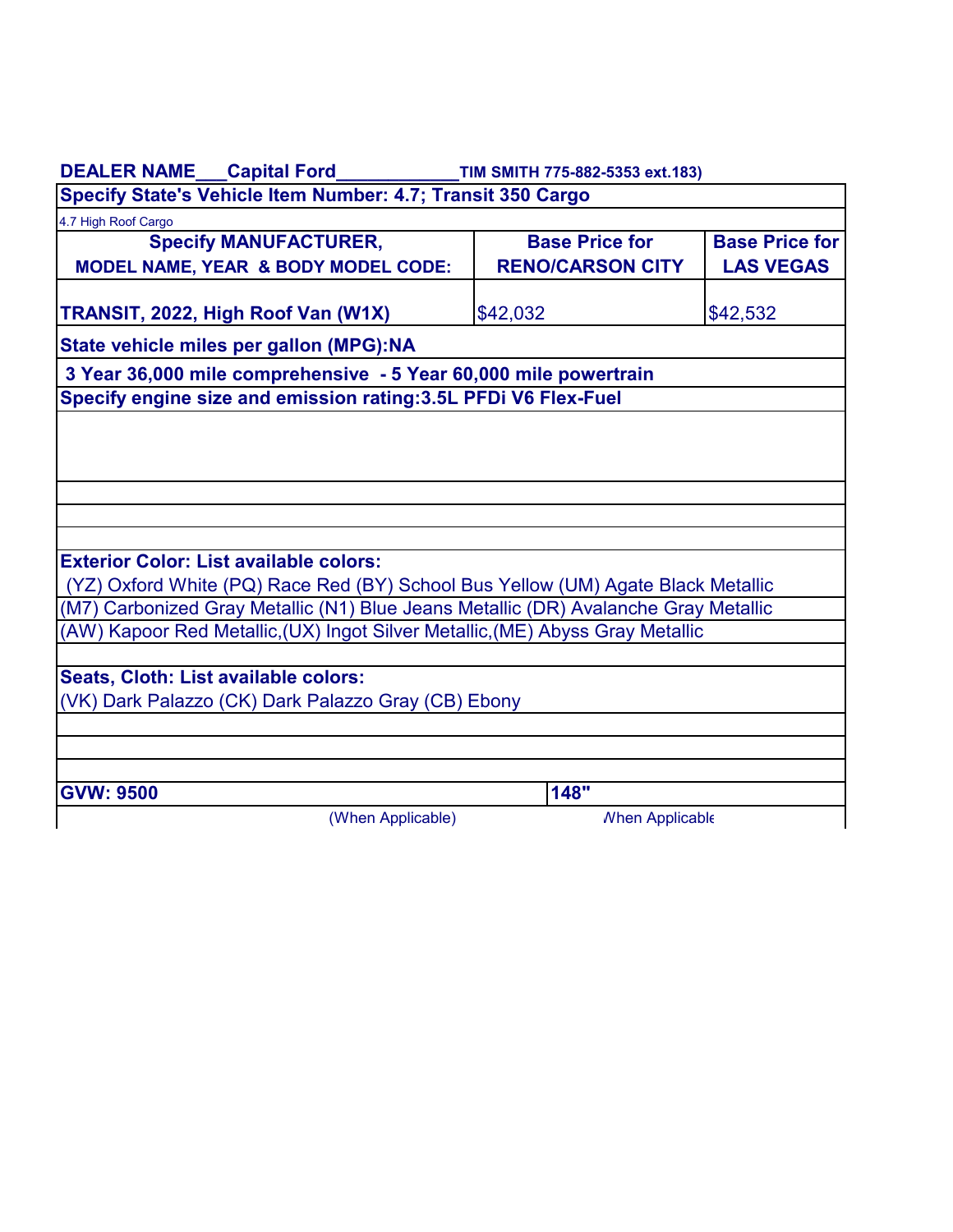**DEALER NAME___Capital Ford___________** TIM SMITH 775-882-5353 ext.183)

**Specify State's Vehicle Item Number: 4.7; Transit 350 Cargo**

4.7 High Roof Cargo

| Specify MANUFACTURER, MODEL NAME, YEAR & BODY MODEL CODE: | Base Price for RENO/CARSON CITY | Base Price for LAS VEGAS |
|---|---|---|
| **TRANSIT, 2022, High Roof Van (W1X)** | $42,032 | $42,532 |

**State vehicle miles per gallon (MPG):NA**

**3 Year 36,000 mile comprehensive - 5 Year 60,000 mile powertrain**

**Specify engine size and emission rating:3.5L PFDi V6 Flex-Fuel**

**Exterior Color: List available colors:**

(YZ) Oxford White (PQ) Race Red (BY) School Bus Yellow (UM) Agate Black Metallic
(M7) Carbonized Gray Metallic (N1) Blue Jeans Metallic (DR) Avalanche Gray Metallic
(AW) Kapoor Red Metallic,(UX) Ingot Silver Metallic,(ME) Abyss Gray Metallic

**Seats, Cloth: List available colors:**

(VK) Dark Palazzo (CK) Dark Palazzo Gray (CB) Ebony

| **GVW: 9500** | **148"** |
|---|---|
| (When Applicable) | When Applicable |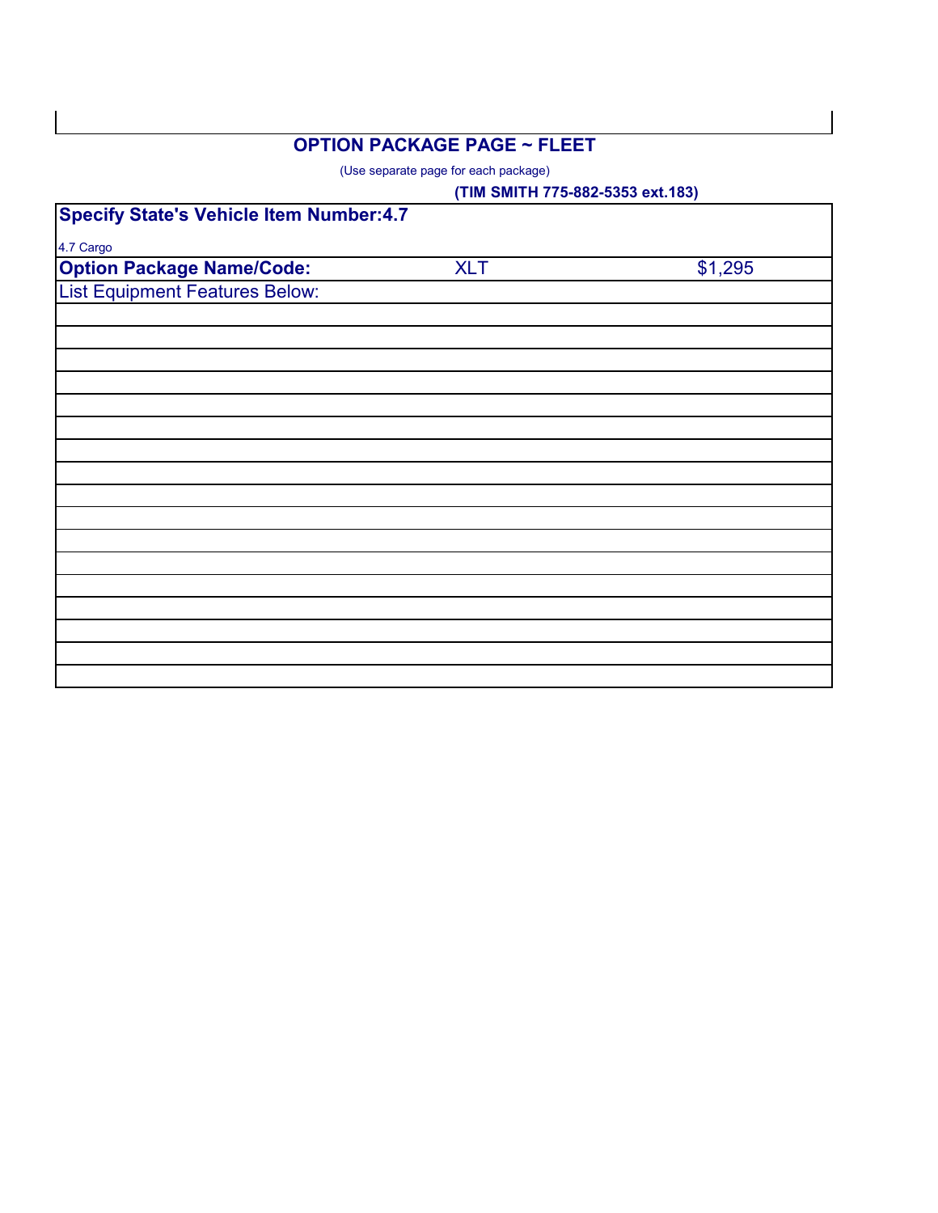## OPTION PACKAGE PAGE ~ FLEET

(Use separate page for each package)

**(TIM SMITH 775-882-5353 ext.183)**

| **Specify State's Vehicle Item Number:4.7** | | |
|---|---|---|
| 4.7 Cargo | | |
| **Option Package Name/Code:** | XLT | $1,295 |
| List Equipment Features Below: | | |
| | | |
| | | |
| | | |
| | | |
| | | |
| | | |
| | | |
| | | |
| | | |
| | | |
| | | |
| | | |
| | | |
| | | |
| | | |
| | | |
| | | |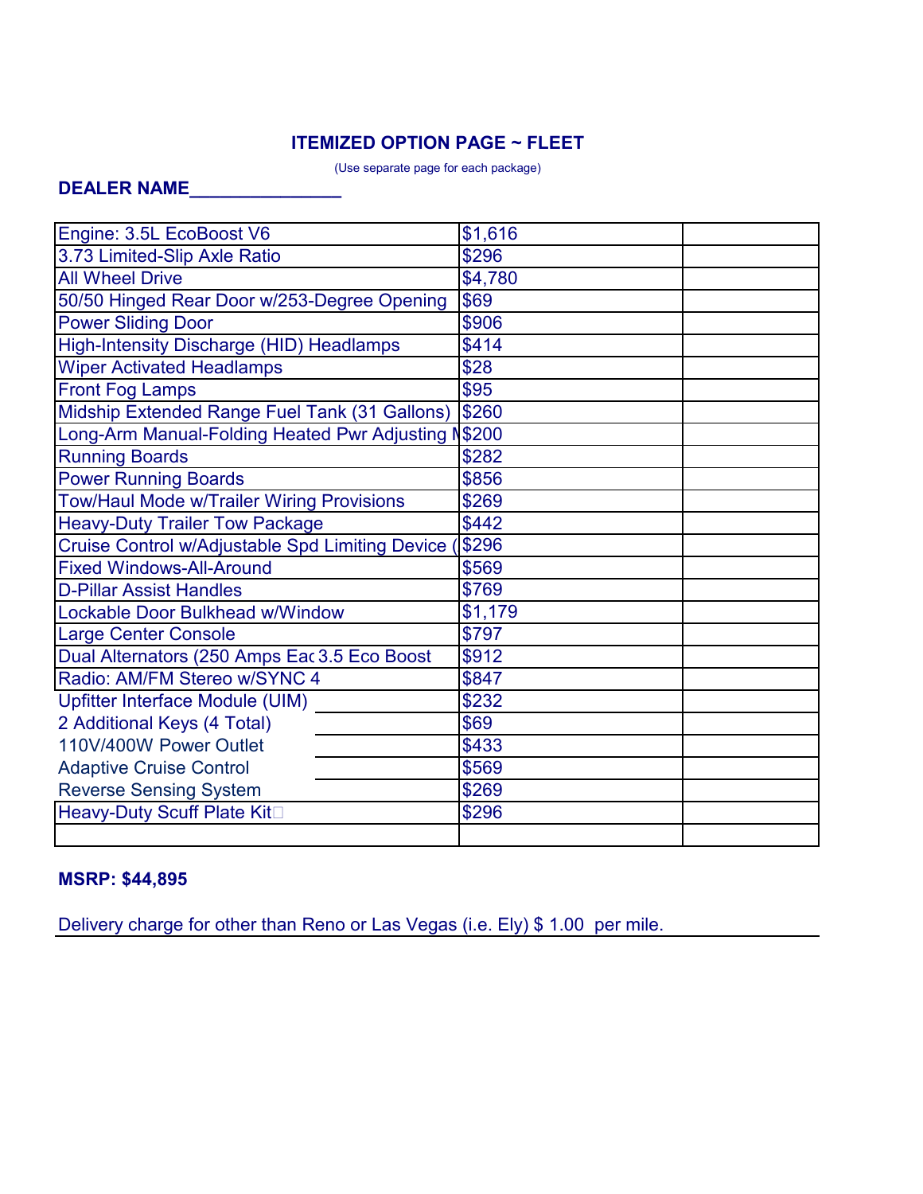## ITEMIZED OPTION PAGE ~ FLEET

(Use separate page for each package)

**DEALER NAME_______________**

| | | |
|---|---|---|
| Engine: 3.5L EcoBoost V6 | $1,616 | |
| 3.73 Limited-Slip Axle Ratio | $296 | |
| All Wheel Drive | $4,780 | |
| 50/50 Hinged Rear Door w/253-Degree Opening | $69 | |
| Power Sliding Door | $906 | |
| High-Intensity Discharge (HID) Headlamps | $414 | |
| Wiper Activated Headlamps | $28 | |
| Front Fog Lamps | $95 | |
| Midship Extended Range Fuel Tank (31 Gallons) | $260 | |
| Long-Arm Manual-Folding Heated Pwr Adjusting M | $200 | |
| Running Boards | $282 | |
| Power Running Boards | $856 | |
| Tow/Haul Mode w/Trailer Wiring Provisions | $269 | |
| Heavy-Duty Trailer Tow Package | $442 | |
| Cruise Control w/Adjustable Spd Limiting Device ( | $296 | |
| Fixed Windows-All-Around | $569 | |
| D-Pillar Assist Handles | $769 | |
| Lockable Door Bulkhead w/Window | $1,179 | |
| Large Center Console | $797 | |
| Dual Alternators (250 Amps Eac 3.5 Eco Boost | $912 | |
| Radio: AM/FM Stereo w/SYNC 4 | $847 | |
| Upfitter Interface Module (UIM) | $232 | |
| 2 Additional Keys (4 Total) | $69 | |
| 110V/400W Power Outlet | $433 | |
| Adaptive Cruise Control | $569 | |
| Reverse Sensing System | $269 | |
| Heavy-Duty Scuff Plate Kit | $296 | |
| | | |

**MSRP: $44,895**

Delivery charge for other than Reno or Las Vegas (i.e. Ely) $ 1.00 per mile.